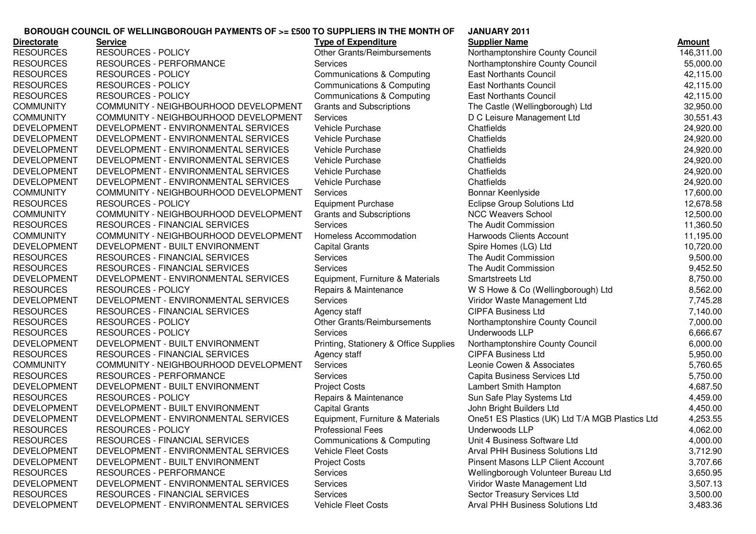**BOROUGH COUNCIL OF WELLINGBOROUGH PAYMENTS OF >= £500 TO SUPPLIERS IN THE MONTH OF JANUARY 2011**

| Directorate | Service | Type of Expenditure | Supplier Name | Amount |
|---|---|---|---|---|
| RESOURCES | RESOURCES - POLICY | Other Grants/Reimbursements | Northamptonshire County Council | 146,311.00 |
| RESOURCES | RESOURCES - PERFORMANCE | Services | Northamptonshire County Council | 55,000.00 |
| RESOURCES | RESOURCES - POLICY | Communications & Computing | East Northants Council | 42,115.00 |
| RESOURCES | RESOURCES - POLICY | Communications & Computing | East Northants Council | 42,115.00 |
| RESOURCES | RESOURCES - POLICY | Communications & Computing | East Northants Council | 42,115.00 |
| COMMUNITY | COMMUNITY - NEIGHBOURHOOD DEVELOPMENT | Grants and Subscriptions | The Castle (Wellingborough) Ltd | 32,950.00 |
| COMMUNITY | COMMUNITY - NEIGHBOURHOOD DEVELOPMENT | Services | D C Leisure Management Ltd | 30,551.43 |
| DEVELOPMENT | DEVELOPMENT - ENVIRONMENTAL SERVICES | Vehicle Purchase | Chatfields | 24,920.00 |
| DEVELOPMENT | DEVELOPMENT - ENVIRONMENTAL SERVICES | Vehicle Purchase | Chatfields | 24,920.00 |
| DEVELOPMENT | DEVELOPMENT - ENVIRONMENTAL SERVICES | Vehicle Purchase | Chatfields | 24,920.00 |
| DEVELOPMENT | DEVELOPMENT - ENVIRONMENTAL SERVICES | Vehicle Purchase | Chatfields | 24,920.00 |
| DEVELOPMENT | DEVELOPMENT - ENVIRONMENTAL SERVICES | Vehicle Purchase | Chatfields | 24,920.00 |
| DEVELOPMENT | DEVELOPMENT - ENVIRONMENTAL SERVICES | Vehicle Purchase | Chatfields | 24,920.00 |
| COMMUNITY | COMMUNITY - NEIGHBOURHOOD DEVELOPMENT | Services | Bonnar Keenlyside | 17,600.00 |
| RESOURCES | RESOURCES - POLICY | Equipment Purchase | Eclipse Group Solutions Ltd | 12,678.58 |
| COMMUNITY | COMMUNITY - NEIGHBOURHOOD DEVELOPMENT | Grants and Subscriptions | NCC Weavers School | 12,500.00 |
| RESOURCES | RESOURCES - FINANCIAL SERVICES | Services | The Audit Commission | 11,360.50 |
| COMMUNITY | COMMUNITY - NEIGHBOURHOOD DEVELOPMENT | Homeless Accommodation | Harwoods Clients Account | 11,195.00 |
| DEVELOPMENT | DEVELOPMENT - BUILT ENVIRONMENT | Capital Grants | Spire Homes (LG) Ltd | 10,720.00 |
| RESOURCES | RESOURCES - FINANCIAL SERVICES | Services | The Audit Commission | 9,500.00 |
| RESOURCES | RESOURCES - FINANCIAL SERVICES | Services | The Audit Commission | 9,452.50 |
| DEVELOPMENT | DEVELOPMENT - ENVIRONMENTAL SERVICES | Equipment, Furniture & Materials | Smartstreets Ltd | 8,750.00 |
| RESOURCES | RESOURCES - POLICY | Repairs & Maintenance | W S Howe & Co (Wellingborough) Ltd | 8,562.00 |
| DEVELOPMENT | DEVELOPMENT - ENVIRONMENTAL SERVICES | Services | Viridor Waste Management Ltd | 7,745.28 |
| RESOURCES | RESOURCES - FINANCIAL SERVICES | Agency staff | CIPFA Business Ltd | 7,140.00 |
| RESOURCES | RESOURCES - POLICY | Other Grants/Reimbursements | Northamptonshire County Council | 7,000.00 |
| RESOURCES | RESOURCES - POLICY | Services | Underwoods LLP | 6,666.67 |
| DEVELOPMENT | DEVELOPMENT - BUILT ENVIRONMENT | Printing, Stationery & Office Supplies | Northamptonshire County Council | 6,000.00 |
| RESOURCES | RESOURCES - FINANCIAL SERVICES | Agency staff | CIPFA Business Ltd | 5,950.00 |
| COMMUNITY | COMMUNITY - NEIGHBOURHOOD DEVELOPMENT | Services | Leonie Cowen & Associates | 5,760.65 |
| RESOURCES | RESOURCES - PERFORMANCE | Services | Capita Business Services Ltd | 5,750.00 |
| DEVELOPMENT | DEVELOPMENT - BUILT ENVIRONMENT | Project Costs | Lambert Smith Hampton | 4,687.50 |
| RESOURCES | RESOURCES - POLICY | Repairs & Maintenance | Sun Safe Play Systems Ltd | 4,459.00 |
| DEVELOPMENT | DEVELOPMENT - BUILT ENVIRONMENT | Capital Grants | John Bright Builders Ltd | 4,450.00 |
| DEVELOPMENT | DEVELOPMENT - ENVIRONMENTAL SERVICES | Equipment, Furniture & Materials | One51 ES Plastics (UK) Ltd T/A MGB Plastics Ltd | 4,253.55 |
| RESOURCES | RESOURCES - POLICY | Professional Fees | Underwoods LLP | 4,062.00 |
| RESOURCES | RESOURCES - FINANCIAL SERVICES | Communications & Computing | Unit 4 Business Software Ltd | 4,000.00 |
| DEVELOPMENT | DEVELOPMENT - ENVIRONMENTAL SERVICES | Vehicle Fleet Costs | Arval PHH Business Solutions Ltd | 3,712.90 |
| DEVELOPMENT | DEVELOPMENT - BUILT ENVIRONMENT | Project Costs | Pinsent Masons LLP Client Account | 3,707.66 |
| RESOURCES | RESOURCES - PERFORMANCE | Services | Wellingborough Volunteer Bureau Ltd | 3,650.95 |
| DEVELOPMENT | DEVELOPMENT - ENVIRONMENTAL SERVICES | Services | Viridor Waste Management Ltd | 3,507.13 |
| RESOURCES | RESOURCES - FINANCIAL SERVICES | Services | Sector Treasury Services Ltd | 3,500.00 |
| DEVELOPMENT | DEVELOPMENT - ENVIRONMENTAL SERVICES | Vehicle Fleet Costs | Arval PHH Business Solutions Ltd | 3,483.36 |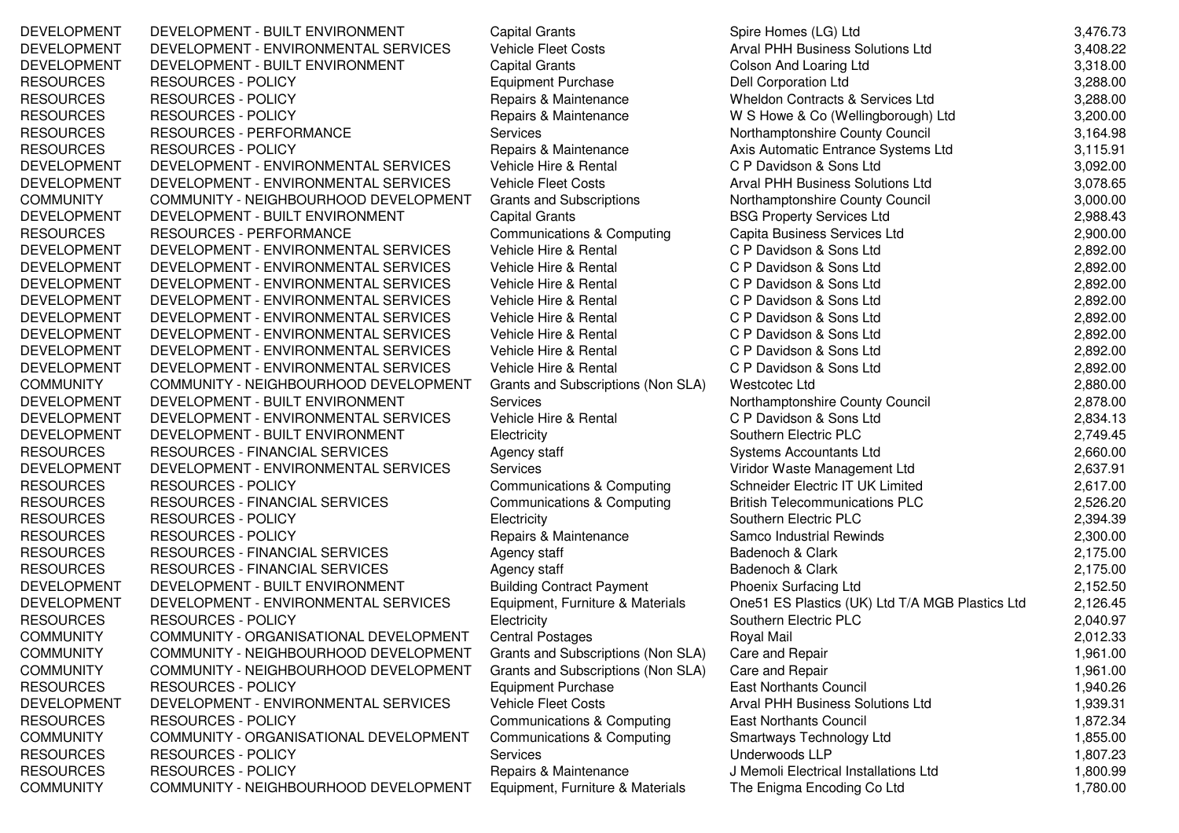| | | | | |
|---|---|---|---|---|
| DEVELOPMENT | DEVELOPMENT - BUILT ENVIRONMENT | Capital Grants | Spire Homes (LG) Ltd | 3,476.73 |
| DEVELOPMENT | DEVELOPMENT - ENVIRONMENTAL SERVICES | Vehicle Fleet Costs | Arval PHH Business Solutions Ltd | 3,408.22 |
| DEVELOPMENT | DEVELOPMENT - BUILT ENVIRONMENT | Capital Grants | Colson And Loaring Ltd | 3,318.00 |
| RESOURCES | RESOURCES - POLICY | Equipment Purchase | Dell Corporation Ltd | 3,288.00 |
| RESOURCES | RESOURCES - POLICY | Repairs & Maintenance | Wheldon Contracts & Services Ltd | 3,288.00 |
| RESOURCES | RESOURCES - POLICY | Repairs & Maintenance | W S Howe & Co (Wellingborough) Ltd | 3,200.00 |
| RESOURCES | RESOURCES - PERFORMANCE | Services | Northamptonshire County Council | 3,164.98 |
| RESOURCES | RESOURCES - POLICY | Repairs & Maintenance | Axis Automatic Entrance Systems Ltd | 3,115.91 |
| DEVELOPMENT | DEVELOPMENT - ENVIRONMENTAL SERVICES | Vehicle Hire & Rental | C P Davidson & Sons Ltd | 3,092.00 |
| DEVELOPMENT | DEVELOPMENT - ENVIRONMENTAL SERVICES | Vehicle Fleet Costs | Arval PHH Business Solutions Ltd | 3,078.65 |
| COMMUNITY | COMMUNITY - NEIGHBOURHOOD DEVELOPMENT | Grants and Subscriptions | Northamptonshire County Council | 3,000.00 |
| DEVELOPMENT | DEVELOPMENT - BUILT ENVIRONMENT | Capital Grants | BSG Property Services Ltd | 2,988.43 |
| RESOURCES | RESOURCES - PERFORMANCE | Communications & Computing | Capita Business Services Ltd | 2,900.00 |
| DEVELOPMENT | DEVELOPMENT - ENVIRONMENTAL SERVICES | Vehicle Hire & Rental | C P Davidson & Sons Ltd | 2,892.00 |
| DEVELOPMENT | DEVELOPMENT - ENVIRONMENTAL SERVICES | Vehicle Hire & Rental | C P Davidson & Sons Ltd | 2,892.00 |
| DEVELOPMENT | DEVELOPMENT - ENVIRONMENTAL SERVICES | Vehicle Hire & Rental | C P Davidson & Sons Ltd | 2,892.00 |
| DEVELOPMENT | DEVELOPMENT - ENVIRONMENTAL SERVICES | Vehicle Hire & Rental | C P Davidson & Sons Ltd | 2,892.00 |
| DEVELOPMENT | DEVELOPMENT - ENVIRONMENTAL SERVICES | Vehicle Hire & Rental | C P Davidson & Sons Ltd | 2,892.00 |
| DEVELOPMENT | DEVELOPMENT - ENVIRONMENTAL SERVICES | Vehicle Hire & Rental | C P Davidson & Sons Ltd | 2,892.00 |
| DEVELOPMENT | DEVELOPMENT - ENVIRONMENTAL SERVICES | Vehicle Hire & Rental | C P Davidson & Sons Ltd | 2,892.00 |
| DEVELOPMENT | DEVELOPMENT - ENVIRONMENTAL SERVICES | Vehicle Hire & Rental | C P Davidson & Sons Ltd | 2,892.00 |
| COMMUNITY | COMMUNITY - NEIGHBOURHOOD DEVELOPMENT | Grants and Subscriptions (Non SLA) | Westcotec Ltd | 2,880.00 |
| DEVELOPMENT | DEVELOPMENT - BUILT ENVIRONMENT | Services | Northamptonshire County Council | 2,878.00 |
| DEVELOPMENT | DEVELOPMENT - ENVIRONMENTAL SERVICES | Vehicle Hire & Rental | C P Davidson & Sons Ltd | 2,834.13 |
| DEVELOPMENT | DEVELOPMENT - BUILT ENVIRONMENT | Electricity | Southern Electric PLC | 2,749.45 |
| RESOURCES | RESOURCES - FINANCIAL SERVICES | Agency staff | Systems Accountants Ltd | 2,660.00 |
| DEVELOPMENT | DEVELOPMENT - ENVIRONMENTAL SERVICES | Services | Viridor Waste Management Ltd | 2,637.91 |
| RESOURCES | RESOURCES - POLICY | Communications & Computing | Schneider Electric IT UK Limited | 2,617.00 |
| RESOURCES | RESOURCES - FINANCIAL SERVICES | Communications & Computing | British Telecommunications PLC | 2,526.20 |
| RESOURCES | RESOURCES - POLICY | Electricity | Southern Electric PLC | 2,394.39 |
| RESOURCES | RESOURCES - POLICY | Repairs & Maintenance | Samco Industrial Rewinds | 2,300.00 |
| RESOURCES | RESOURCES - FINANCIAL SERVICES | Agency staff | Badenoch & Clark | 2,175.00 |
| RESOURCES | RESOURCES - FINANCIAL SERVICES | Agency staff | Badenoch & Clark | 2,175.00 |
| DEVELOPMENT | DEVELOPMENT - BUILT ENVIRONMENT | Building Contract Payment | Phoenix Surfacing Ltd | 2,152.50 |
| DEVELOPMENT | DEVELOPMENT - ENVIRONMENTAL SERVICES | Equipment, Furniture & Materials | One51 ES Plastics (UK) Ltd T/A MGB Plastics Ltd | 2,126.45 |
| RESOURCES | RESOURCES - POLICY | Electricity | Southern Electric PLC | 2,040.97 |
| COMMUNITY | COMMUNITY - ORGANISATIONAL DEVELOPMENT | Central Postages | Royal Mail | 2,012.33 |
| COMMUNITY | COMMUNITY - NEIGHBOURHOOD DEVELOPMENT | Grants and Subscriptions (Non SLA) | Care and Repair | 1,961.00 |
| COMMUNITY | COMMUNITY - NEIGHBOURHOOD DEVELOPMENT | Grants and Subscriptions (Non SLA) | Care and Repair | 1,961.00 |
| RESOURCES | RESOURCES - POLICY | Equipment Purchase | East Northants Council | 1,940.26 |
| DEVELOPMENT | DEVELOPMENT - ENVIRONMENTAL SERVICES | Vehicle Fleet Costs | Arval PHH Business Solutions Ltd | 1,939.31 |
| RESOURCES | RESOURCES - POLICY | Communications & Computing | East Northants Council | 1,872.34 |
| COMMUNITY | COMMUNITY - ORGANISATIONAL DEVELOPMENT | Communications & Computing | Smartways Technology Ltd | 1,855.00 |
| RESOURCES | RESOURCES - POLICY | Services | Underwoods LLP | 1,807.23 |
| RESOURCES | RESOURCES - POLICY | Repairs & Maintenance | J Memoli Electrical Installations Ltd | 1,800.99 |
| COMMUNITY | COMMUNITY - NEIGHBOURHOOD DEVELOPMENT | Equipment, Furniture & Materials | The Enigma Encoding Co Ltd | 1,780.00 |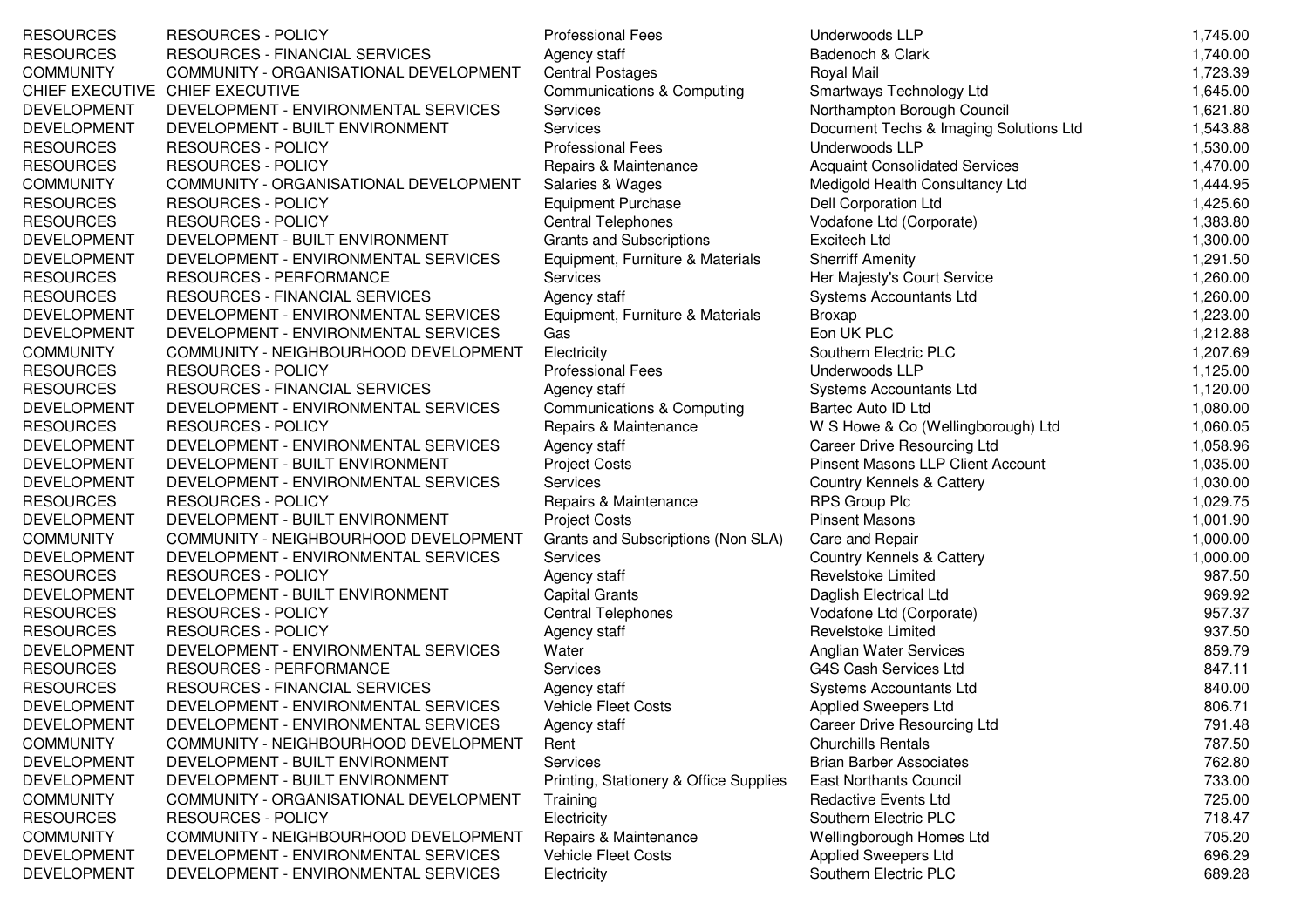| | | | | |
|---|---|---|---|---|
| RESOURCES | RESOURCES - POLICY | Professional Fees | Underwoods LLP | 1,745.00 |
| RESOURCES | RESOURCES - FINANCIAL SERVICES | Agency staff | Badenoch & Clark | 1,740.00 |
| COMMUNITY | COMMUNITY - ORGANISATIONAL DEVELOPMENT | Central Postages | Royal Mail | 1,723.39 |
| CHIEF EXECUTIVE | CHIEF EXECUTIVE | Communications & Computing | Smartways Technology Ltd | 1,645.00 |
| DEVELOPMENT | DEVELOPMENT - ENVIRONMENTAL SERVICES | Services | Northampton Borough Council | 1,621.80 |
| DEVELOPMENT | DEVELOPMENT - BUILT ENVIRONMENT | Services | Document Techs & Imaging Solutions Ltd | 1,543.88 |
| RESOURCES | RESOURCES - POLICY | Professional Fees | Underwoods LLP | 1,530.00 |
| RESOURCES | RESOURCES - POLICY | Repairs & Maintenance | Acquaint Consolidated Services | 1,470.00 |
| COMMUNITY | COMMUNITY - ORGANISATIONAL DEVELOPMENT | Salaries & Wages | Medigold Health Consultancy Ltd | 1,444.95 |
| RESOURCES | RESOURCES - POLICY | Equipment Purchase | Dell Corporation Ltd | 1,425.60 |
| RESOURCES | RESOURCES - POLICY | Central Telephones | Vodafone Ltd (Corporate) | 1,383.80 |
| DEVELOPMENT | DEVELOPMENT - BUILT ENVIRONMENT | Grants and Subscriptions | Excitech Ltd | 1,300.00 |
| DEVELOPMENT | DEVELOPMENT - ENVIRONMENTAL SERVICES | Equipment, Furniture & Materials | Sherriff Amenity | 1,291.50 |
| RESOURCES | RESOURCES - PERFORMANCE | Services | Her Majesty's Court Service | 1,260.00 |
| RESOURCES | RESOURCES - FINANCIAL SERVICES | Agency staff | Systems Accountants Ltd | 1,260.00 |
| DEVELOPMENT | DEVELOPMENT - ENVIRONMENTAL SERVICES | Equipment, Furniture & Materials | Broxap | 1,223.00 |
| DEVELOPMENT | DEVELOPMENT - ENVIRONMENTAL SERVICES | Gas | Eon UK PLC | 1,212.88 |
| COMMUNITY | COMMUNITY - NEIGHBOURHOOD DEVELOPMENT | Electricity | Southern Electric PLC | 1,207.69 |
| RESOURCES | RESOURCES - POLICY | Professional Fees | Underwoods LLP | 1,125.00 |
| RESOURCES | RESOURCES - FINANCIAL SERVICES | Agency staff | Systems Accountants Ltd | 1,120.00 |
| DEVELOPMENT | DEVELOPMENT - ENVIRONMENTAL SERVICES | Communications & Computing | Bartec Auto ID Ltd | 1,080.00 |
| RESOURCES | RESOURCES - POLICY | Repairs & Maintenance | W S Howe & Co (Wellingborough) Ltd | 1,060.05 |
| DEVELOPMENT | DEVELOPMENT - ENVIRONMENTAL SERVICES | Agency staff | Career Drive Resourcing Ltd | 1,058.96 |
| DEVELOPMENT | DEVELOPMENT - BUILT ENVIRONMENT | Project Costs | Pinsent Masons LLP Client Account | 1,035.00 |
| DEVELOPMENT | DEVELOPMENT - ENVIRONMENTAL SERVICES | Services | Country Kennels & Cattery | 1,030.00 |
| RESOURCES | RESOURCES - POLICY | Repairs & Maintenance | RPS Group Plc | 1,029.75 |
| DEVELOPMENT | DEVELOPMENT - BUILT ENVIRONMENT | Project Costs | Pinsent Masons | 1,001.90 |
| COMMUNITY | COMMUNITY - NEIGHBOURHOOD DEVELOPMENT | Grants and Subscriptions (Non SLA) | Care and Repair | 1,000.00 |
| DEVELOPMENT | DEVELOPMENT - ENVIRONMENTAL SERVICES | Services | Country Kennels & Cattery | 1,000.00 |
| RESOURCES | RESOURCES - POLICY | Agency staff | Revelstoke Limited | 987.50 |
| DEVELOPMENT | DEVELOPMENT - BUILT ENVIRONMENT | Capital Grants | Daglish Electrical Ltd | 969.92 |
| RESOURCES | RESOURCES - POLICY | Central Telephones | Vodafone Ltd (Corporate) | 957.37 |
| RESOURCES | RESOURCES - POLICY | Agency staff | Revelstoke Limited | 937.50 |
| DEVELOPMENT | DEVELOPMENT - ENVIRONMENTAL SERVICES | Water | Anglian Water Services | 859.79 |
| RESOURCES | RESOURCES - PERFORMANCE | Services | G4S Cash Services Ltd | 847.11 |
| RESOURCES | RESOURCES - FINANCIAL SERVICES | Agency staff | Systems Accountants Ltd | 840.00 |
| DEVELOPMENT | DEVELOPMENT - ENVIRONMENTAL SERVICES | Vehicle Fleet Costs | Applied Sweepers Ltd | 806.71 |
| DEVELOPMENT | DEVELOPMENT - ENVIRONMENTAL SERVICES | Agency staff | Career Drive Resourcing Ltd | 791.48 |
| COMMUNITY | COMMUNITY - NEIGHBOURHOOD DEVELOPMENT | Rent | Churchills Rentals | 787.50 |
| DEVELOPMENT | DEVELOPMENT - BUILT ENVIRONMENT | Services | Brian Barber Associates | 762.80 |
| DEVELOPMENT | DEVELOPMENT - BUILT ENVIRONMENT | Printing, Stationery & Office Supplies | East Northants Council | 733.00 |
| COMMUNITY | COMMUNITY - ORGANISATIONAL DEVELOPMENT | Training | Redactive Events Ltd | 725.00 |
| RESOURCES | RESOURCES - POLICY | Electricity | Southern Electric PLC | 718.47 |
| COMMUNITY | COMMUNITY - NEIGHBOURHOOD DEVELOPMENT | Repairs & Maintenance | Wellingborough Homes Ltd | 705.20 |
| DEVELOPMENT | DEVELOPMENT - ENVIRONMENTAL SERVICES | Vehicle Fleet Costs | Applied Sweepers Ltd | 696.29 |
| DEVELOPMENT | DEVELOPMENT - ENVIRONMENTAL SERVICES | Electricity | Southern Electric PLC | 689.28 |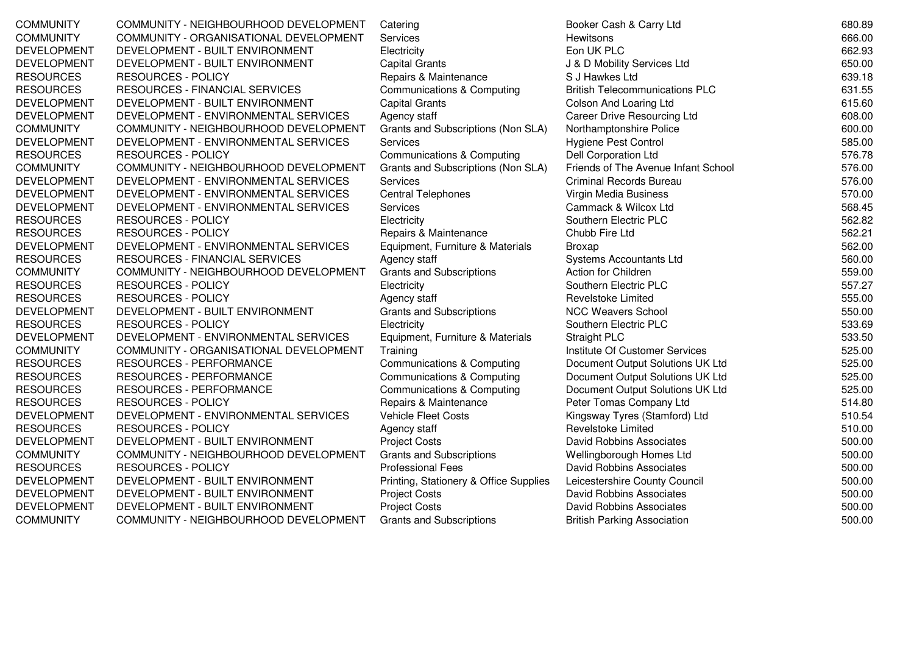| | | | | |
|---|---|---|---|---|
| COMMUNITY | COMMUNITY - NEIGHBOURHOOD DEVELOPMENT | Catering | Booker Cash & Carry Ltd | 680.89 |
| COMMUNITY | COMMUNITY - ORGANISATIONAL DEVELOPMENT | Services | Hewitsons | 666.00 |
| DEVELOPMENT | DEVELOPMENT - BUILT ENVIRONMENT | Electricity | Eon UK PLC | 662.93 |
| DEVELOPMENT | DEVELOPMENT - BUILT ENVIRONMENT | Capital Grants | J & D Mobility Services Ltd | 650.00 |
| RESOURCES | RESOURCES - POLICY | Repairs & Maintenance | S J Hawkes Ltd | 639.18 |
| RESOURCES | RESOURCES - FINANCIAL SERVICES | Communications & Computing | British Telecommunications PLC | 631.55 |
| DEVELOPMENT | DEVELOPMENT - BUILT ENVIRONMENT | Capital Grants | Colson And Loaring Ltd | 615.60 |
| DEVELOPMENT | DEVELOPMENT - ENVIRONMENTAL SERVICES | Agency staff | Career Drive Resourcing Ltd | 608.00 |
| COMMUNITY | COMMUNITY - NEIGHBOURHOOD DEVELOPMENT | Grants and Subscriptions (Non SLA) | Northamptonshire Police | 600.00 |
| DEVELOPMENT | DEVELOPMENT - ENVIRONMENTAL SERVICES | Services | Hygiene Pest Control | 585.00 |
| RESOURCES | RESOURCES - POLICY | Communications & Computing | Dell Corporation Ltd | 576.78 |
| COMMUNITY | COMMUNITY - NEIGHBOURHOOD DEVELOPMENT | Grants and Subscriptions (Non SLA) | Friends of The Avenue Infant School | 576.00 |
| DEVELOPMENT | DEVELOPMENT - ENVIRONMENTAL SERVICES | Services | Criminal Records Bureau | 576.00 |
| DEVELOPMENT | DEVELOPMENT - ENVIRONMENTAL SERVICES | Central Telephones | Virgin Media Business | 570.00 |
| DEVELOPMENT | DEVELOPMENT - ENVIRONMENTAL SERVICES | Services | Cammack & Wilcox Ltd | 568.45 |
| RESOURCES | RESOURCES - POLICY | Electricity | Southern Electric PLC | 562.82 |
| RESOURCES | RESOURCES - POLICY | Repairs & Maintenance | Chubb Fire Ltd | 562.21 |
| DEVELOPMENT | DEVELOPMENT - ENVIRONMENTAL SERVICES | Equipment, Furniture & Materials | Broxap | 562.00 |
| RESOURCES | RESOURCES - FINANCIAL SERVICES | Agency staff | Systems Accountants Ltd | 560.00 |
| COMMUNITY | COMMUNITY - NEIGHBOURHOOD DEVELOPMENT | Grants and Subscriptions | Action for Children | 559.00 |
| RESOURCES | RESOURCES - POLICY | Electricity | Southern Electric PLC | 557.27 |
| RESOURCES | RESOURCES - POLICY | Agency staff | Revelstoke Limited | 555.00 |
| DEVELOPMENT | DEVELOPMENT - BUILT ENVIRONMENT | Grants and Subscriptions | NCC Weavers School | 550.00 |
| RESOURCES | RESOURCES - POLICY | Electricity | Southern Electric PLC | 533.69 |
| DEVELOPMENT | DEVELOPMENT - ENVIRONMENTAL SERVICES | Equipment, Furniture & Materials | Straight PLC | 533.50 |
| COMMUNITY | COMMUNITY - ORGANISATIONAL DEVELOPMENT | Training | Institute Of Customer Services | 525.00 |
| RESOURCES | RESOURCES - PERFORMANCE | Communications & Computing | Document Output Solutions UK Ltd | 525.00 |
| RESOURCES | RESOURCES - PERFORMANCE | Communications & Computing | Document Output Solutions UK Ltd | 525.00 |
| RESOURCES | RESOURCES - PERFORMANCE | Communications & Computing | Document Output Solutions UK Ltd | 525.00 |
| RESOURCES | RESOURCES - POLICY | Repairs & Maintenance | Peter Tomas Company Ltd | 514.80 |
| DEVELOPMENT | DEVELOPMENT - ENVIRONMENTAL SERVICES | Vehicle Fleet Costs | Kingsway Tyres (Stamford) Ltd | 510.54 |
| RESOURCES | RESOURCES - POLICY | Agency staff | Revelstoke Limited | 510.00 |
| DEVELOPMENT | DEVELOPMENT - BUILT ENVIRONMENT | Project Costs | David Robbins Associates | 500.00 |
| COMMUNITY | COMMUNITY - NEIGHBOURHOOD DEVELOPMENT | Grants and Subscriptions | Wellingborough Homes Ltd | 500.00 |
| RESOURCES | RESOURCES - POLICY | Professional Fees | David Robbins Associates | 500.00 |
| DEVELOPMENT | DEVELOPMENT - BUILT ENVIRONMENT | Printing, Stationery & Office Supplies | Leicestershire County Council | 500.00 |
| DEVELOPMENT | DEVELOPMENT - BUILT ENVIRONMENT | Project Costs | David Robbins Associates | 500.00 |
| DEVELOPMENT | DEVELOPMENT - BUILT ENVIRONMENT | Project Costs | David Robbins Associates | 500.00 |
| COMMUNITY | COMMUNITY - NEIGHBOURHOOD DEVELOPMENT | Grants and Subscriptions | British Parking Association | 500.00 |